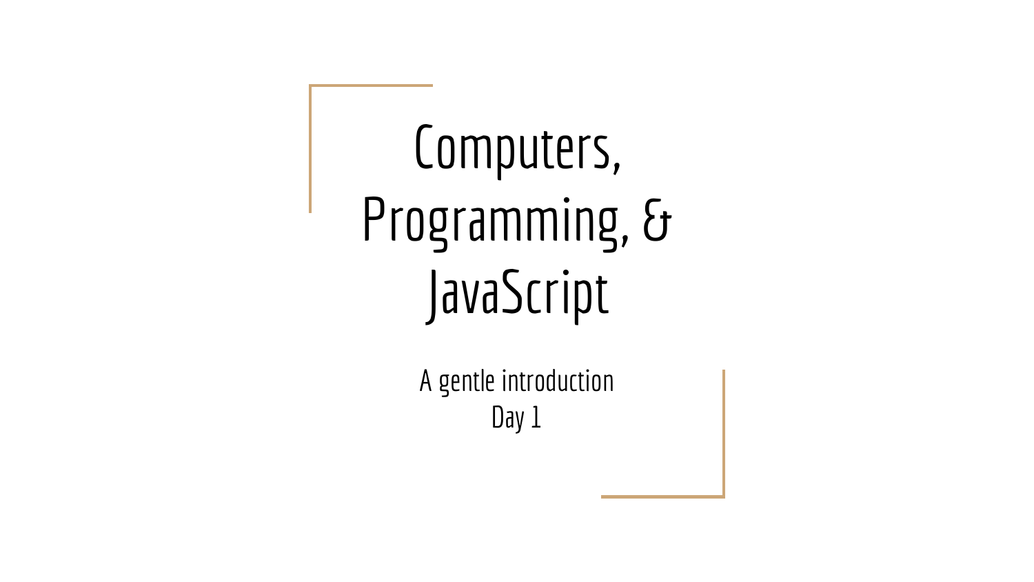# Computers, Programming, & JavaScript

A gentle introduction
Day 1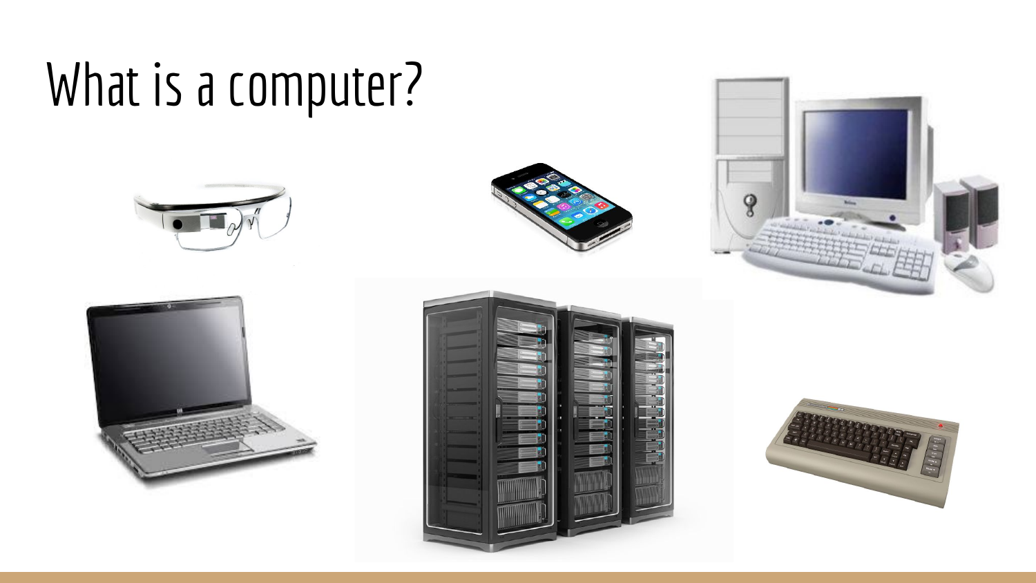# What is a computer?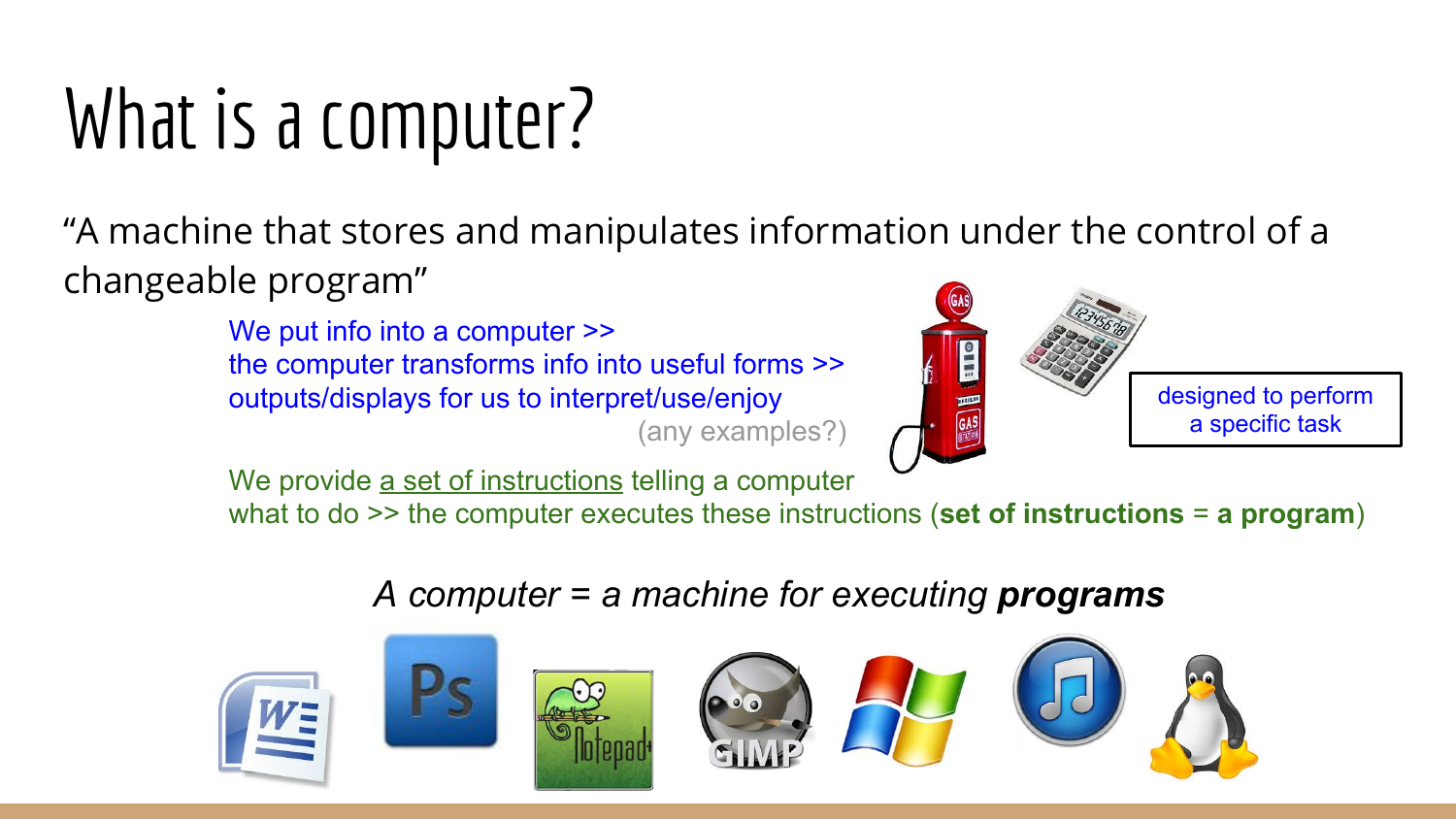# What is a computer?

"A machine that stores and manipulates information under the control of a changeable program"

We put info into a computer >>
the computer transforms info into useful forms >>
outputs/displays for us to interpret/use/enjoy

(any examples?)

designed to perform a specific task

We provide a set of instructions telling a computer what to do >> the computer executes these instructions (**set of instructions** = **a program**)

*A computer = a machine for executing* ***programs***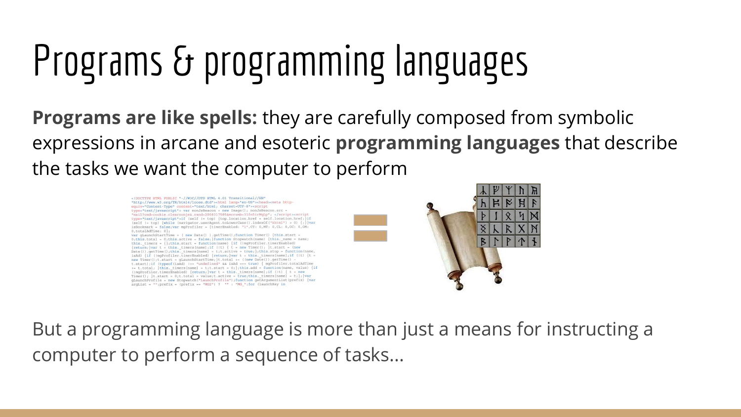# Programs & programming languages

**Programs are like spells:** they are carefully composed from symbolic expressions in arcane and esoteric **programming languages** that describe the tasks we want the computer to perform

But a programming language is more than just a means for instructing a computer to perform a sequence of tasks...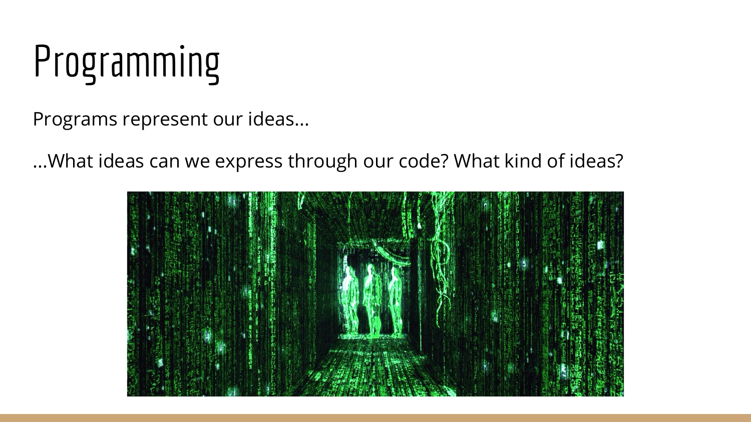# Programming

Programs represent our ideas...

...What ideas can we express through our code? What kind of ideas?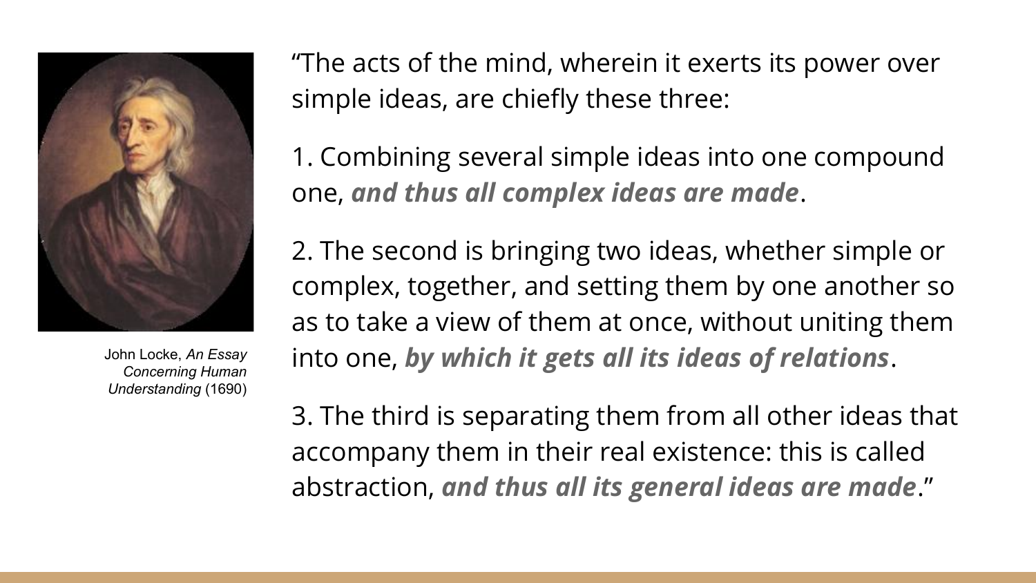John Locke, *An Essay Concerning Human Understanding* (1690)

"The acts of the mind, wherein it exerts its power over simple ideas, are chiefly these three:

1. Combining several simple ideas into one compound one, ***and thus all complex ideas are made***.

2. The second is bringing two ideas, whether simple or complex, together, and setting them by one another so as to take a view of them at once, without uniting them into one, ***by which it gets all its ideas of relations***.

3. The third is separating them from all other ideas that accompany them in their real existence: this is called abstraction, ***and thus all its general ideas are made***."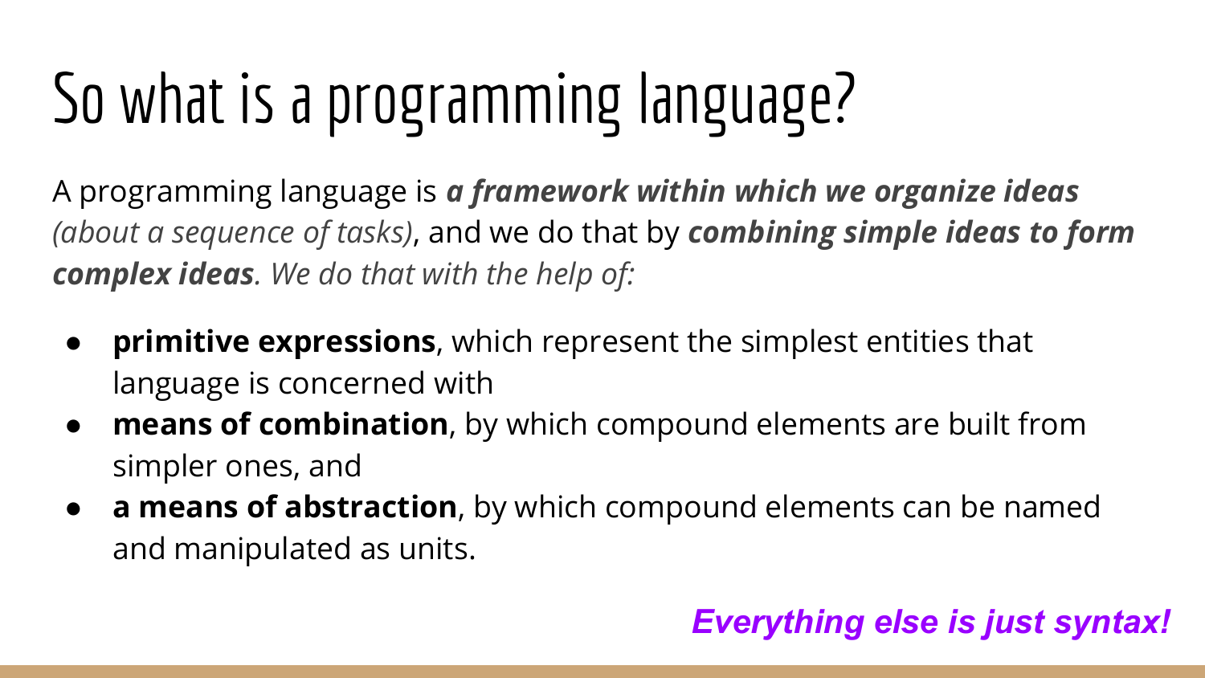# So what is a programming language?

A programming language is ***a framework within which we organize ideas*** *(about a sequence of tasks)*, and we do that by ***combining simple ideas to form complex ideas****. We do that with the help of:*

- **primitive expressions**, which represent the simplest entities that language is concerned with
- **means of combination**, by which compound elements are built from simpler ones, and
- **a means of abstraction**, by which compound elements can be named and manipulated as units.

***Everything else is just syntax!***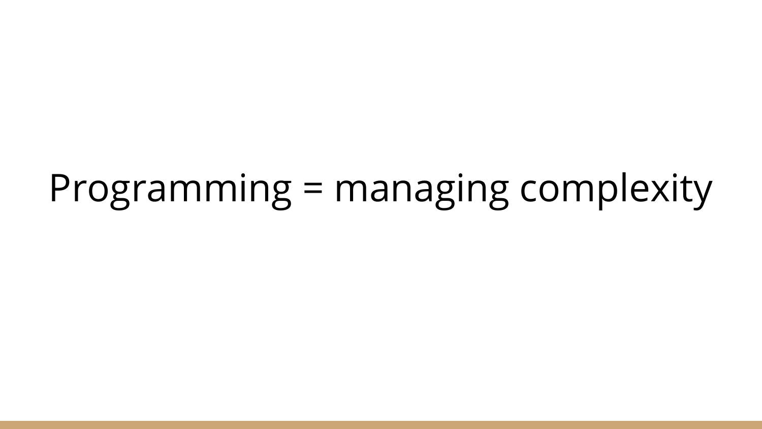Programming = managing complexity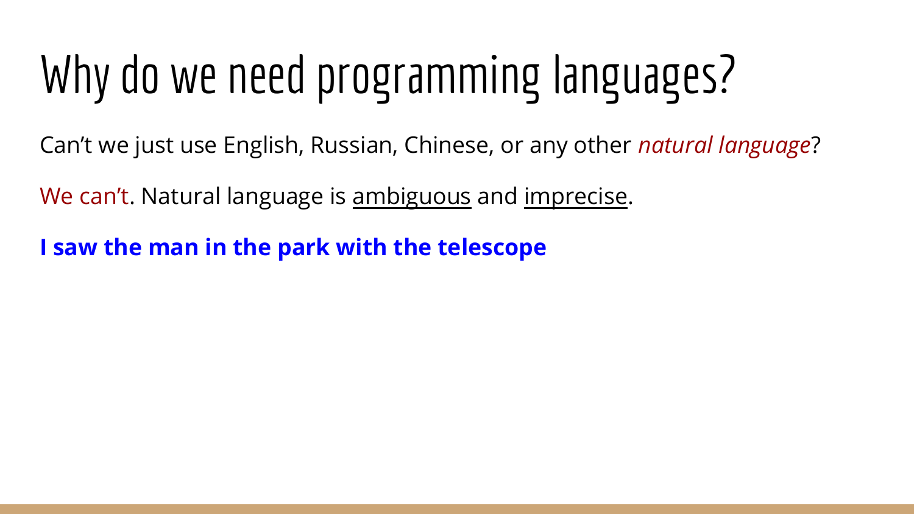# Why do we need programming languages?

Can't we just use English, Russian, Chinese, or any other *natural language*?

We can't. Natural language is <u>ambiguous</u> and <u>imprecise</u>.

**I saw the man in the park with the telescope**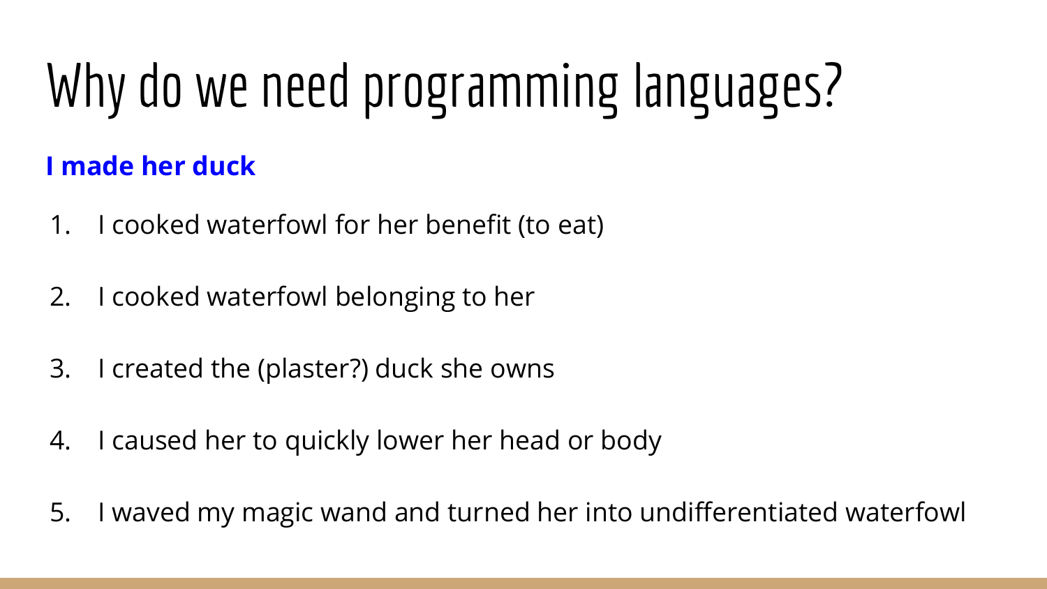# Why do we need programming languages?

**I made her duck**

1. I cooked waterfowl for her benefit (to eat)
2. I cooked waterfowl belonging to her
3. I created the (plaster?) duck she owns
4. I caused her to quickly lower her head or body
5. I waved my magic wand and turned her into undifferentiated waterfowl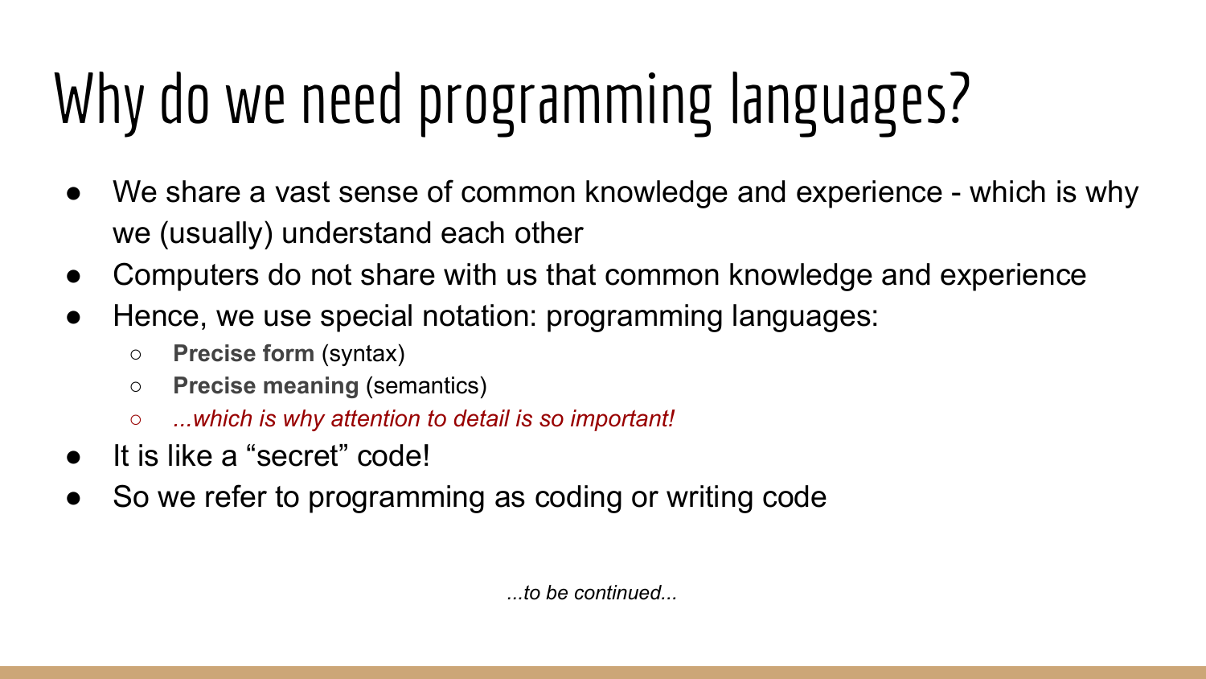# Why do we need programming languages?

- We share a vast sense of common knowledge and experience - which is why we (usually) understand each other
- Computers do not share with us that common knowledge and experience
- Hence, we use special notation: programming languages:
  - **Precise form** (syntax)
  - **Precise meaning** (semantics)
  - *...which is why attention to detail is so important!*
- It is like a "secret" code!
- So we refer to programming as coding or writing code

*...to be continued...*